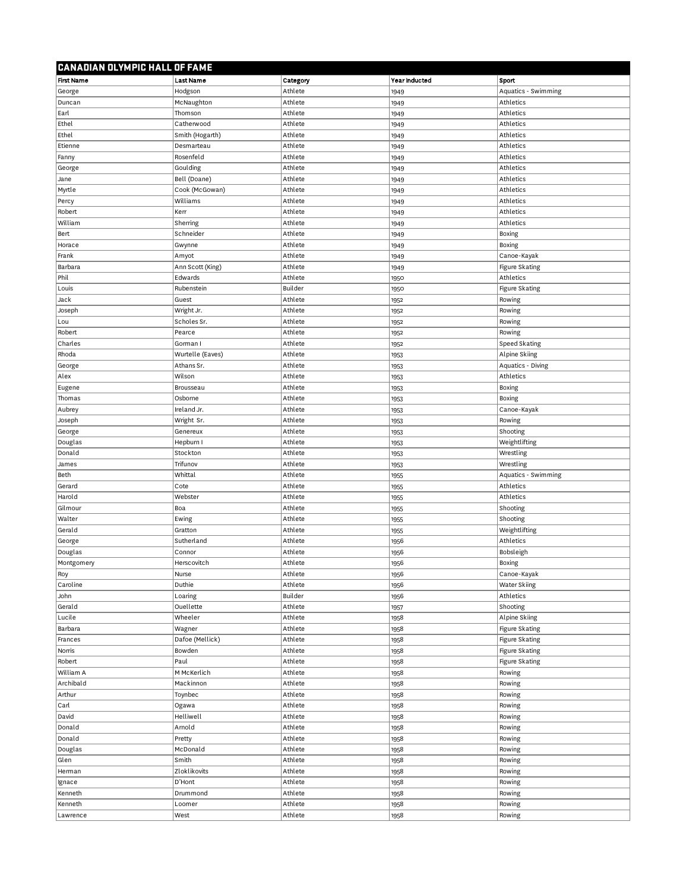## CANADIAN OLYMPIC HALL OF FAME

| First Name | Last Name | Category | Year Inducted | Sport |
|---|---|---|---|---|
| George | Hodgson | Athlete | 1949 | Aquatics - Swimming |
| Duncan | McNaughton | Athlete | 1949 | Athletics |
| Earl | Thomson | Athlete | 1949 | Athletics |
| Ethel | Catherwood | Athlete | 1949 | Athletics |
| Ethel | Smith (Hogarth) | Athlete | 1949 | Athletics |
| Etienne | Desmarteau | Athlete | 1949 | Athletics |
| Fanny | Rosenfeld | Athlete | 1949 | Athletics |
| George | Goulding | Athlete | 1949 | Athletics |
| Jane | Bell (Doane) | Athlete | 1949 | Athletics |
| Myrtle | Cook (McGowan) | Athlete | 1949 | Athletics |
| Percy | Williams | Athlete | 1949 | Athletics |
| Robert | Kerr | Athlete | 1949 | Athletics |
| William | Sherring | Athlete | 1949 | Athletics |
| Bert | Schneider | Athlete | 1949 | Boxing |
| Horace | Gwynne | Athlete | 1949 | Boxing |
| Frank | Amyot | Athlete | 1949 | Canoe-Kayak |
| Barbara | Ann Scott (King) | Athlete | 1949 | Figure Skating |
| Phil | Edwards | Athlete | 1950 | Athletics |
| Louis | Rubenstein | Builder | 1950 | Figure Skating |
| Jack | Guest | Athlete | 1952 | Rowing |
| Joseph | Wright Jr. | Athlete | 1952 | Rowing |
| Lou | Scholes Sr. | Athlete | 1952 | Rowing |
| Robert | Pearce | Athlete | 1952 | Rowing |
| Charles | Gorman I | Athlete | 1952 | Speed Skating |
| Rhoda | Wurtelle (Eaves) | Athlete | 1953 | Alpine Skiing |
| George | Athans Sr. | Athlete | 1953 | Aquatics - Diving |
| Alex | Wilson | Athlete | 1953 | Athletics |
| Eugene | Brousseau | Athlete | 1953 | Boxing |
| Thomas | Osborne | Athlete | 1953 | Boxing |
| Aubrey | Ireland Jr. | Athlete | 1953 | Canoe-Kayak |
| Joseph | Wright Sr. | Athlete | 1953 | Rowing |
| George | Genereux | Athlete | 1953 | Shooting |
| Douglas | Hepburn I | Athlete | 1953 | Weightlifting |
| Donald | Stockton | Athlete | 1953 | Wrestling |
| James | Trifunov | Athlete | 1953 | Wrestling |
| Beth | Whittal | Athlete | 1955 | Aquatics - Swimming |
| Gerard | Cote | Athlete | 1955 | Athletics |
| Harold | Webster | Athlete | 1955 | Athletics |
| Gilmour | Boa | Athlete | 1955 | Shooting |
| Walter | Ewing | Athlete | 1955 | Shooting |
| Gerald | Gratton | Athlete | 1955 | Weightlifting |
| George | Sutherland | Athlete | 1956 | Athletics |
| Douglas | Connor | Athlete | 1956 | Bobsleigh |
| Montgomery | Herscovitch | Athlete | 1956 | Boxing |
| Roy | Nurse | Athlete | 1956 | Canoe-Kayak |
| Caroline | Duthie | Athlete | 1956 | Water Skiing |
| John | Loaring | Builder | 1956 | Athletics |
| Gerald | Ouellette | Athlete | 1957 | Shooting |
| Lucile | Wheeler | Athlete | 1958 | Alpine Skiing |
| Barbara | Wagner | Athlete | 1958 | Figure Skating |
| Frances | Dafoe (Mellick) | Athlete | 1958 | Figure Skating |
| Norris | Bowden | Athlete | 1958 | Figure Skating |
| Robert | Paul | Athlete | 1958 | Figure Skating |
| William A | M McKerlich | Athlete | 1958 | Rowing |
| Archibald | Mackinnon | Athlete | 1958 | Rowing |
| Arthur | Toynbec | Athlete | 1958 | Rowing |
| Carl | Ogawa | Athlete | 1958 | Rowing |
| David | Helliwell | Athlete | 1958 | Rowing |
| Donald | Arnold | Athlete | 1958 | Rowing |
| Donald | Pretty | Athlete | 1958 | Rowing |
| Douglas | McDonald | Athlete | 1958 | Rowing |
| Glen | Smith | Athlete | 1958 | Rowing |
| Herman | Zloklikovits | Athlete | 1958 | Rowing |
| Ignace | D'Hont | Athlete | 1958 | Rowing |
| Kenneth | Drummond | Athlete | 1958 | Rowing |
| Kenneth | Loomer | Athlete | 1958 | Rowing |
| Lawrence | West | Athlete | 1958 | Rowing |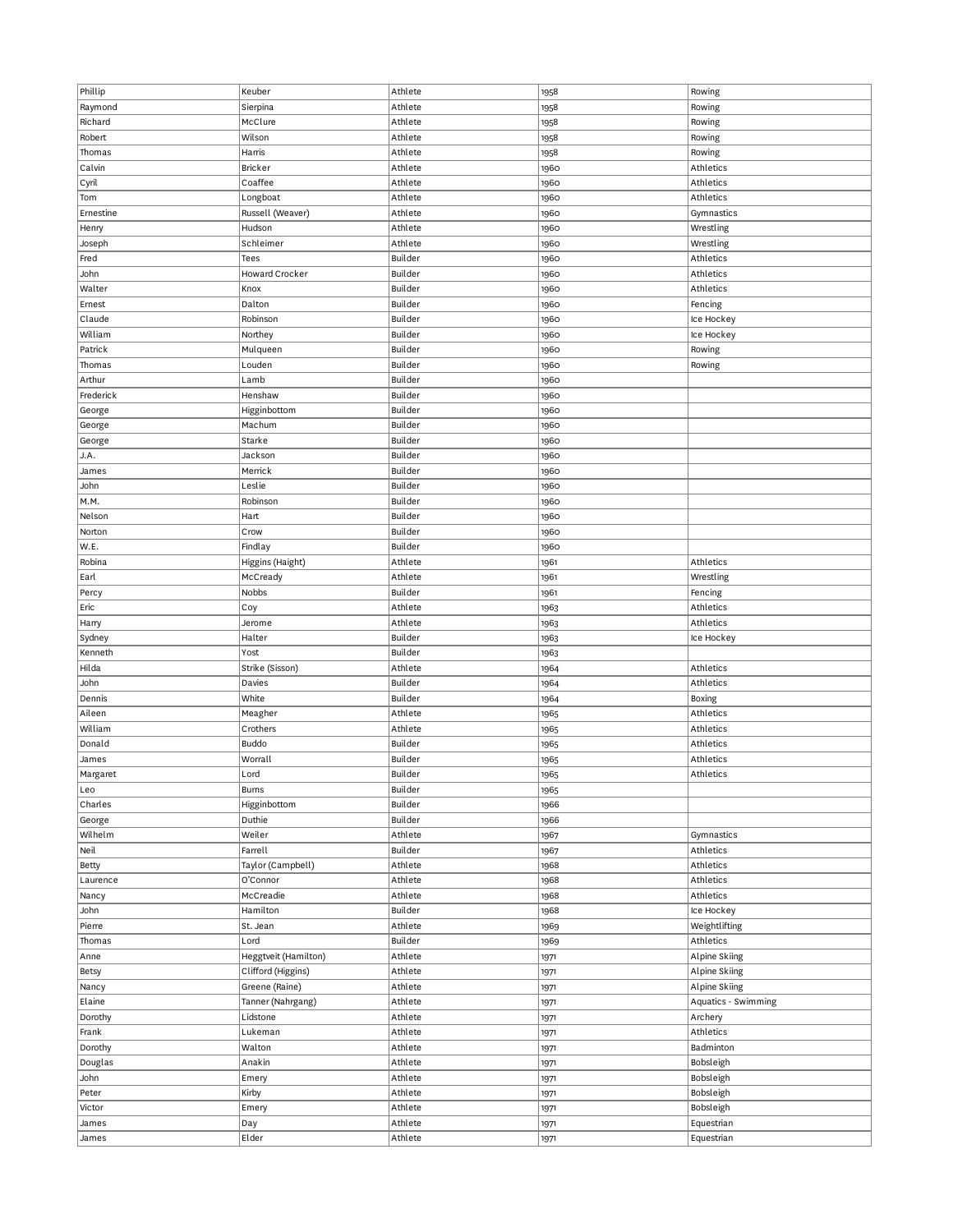| | | | | |
|---|---|---|---|---|
| Phillip | Keuber | Athlete | 1958 | Rowing |
| Raymond | Sierpina | Athlete | 1958 | Rowing |
| Richard | McClure | Athlete | 1958 | Rowing |
| Robert | Wilson | Athlete | 1958 | Rowing |
| Thomas | Harris | Athlete | 1958 | Rowing |
| Calvin | Bricker | Athlete | 1960 | Athletics |
| Cyril | Coaffee | Athlete | 1960 | Athletics |
| Tom | Longboat | Athlete | 1960 | Athletics |
| Ernestine | Russell (Weaver) | Athlete | 1960 | Gymnastics |
| Henry | Hudson | Athlete | 1960 | Wrestling |
| Joseph | Schleimer | Athlete | 1960 | Wrestling |
| Fred | Tees | Builder | 1960 | Athletics |
| John | Howard Crocker | Builder | 1960 | Athletics |
| Walter | Knox | Builder | 1960 | Athletics |
| Ernest | Dalton | Builder | 1960 | Fencing |
| Claude | Robinson | Builder | 1960 | Ice Hockey |
| William | Northey | Builder | 1960 | Ice Hockey |
| Patrick | Mulqueen | Builder | 1960 | Rowing |
| Thomas | Louden | Builder | 1960 | Rowing |
| Arthur | Lamb | Builder | 1960 | |
| Frederick | Henshaw | Builder | 1960 | |
| George | Higginbottom | Builder | 1960 | |
| George | Machum | Builder | 1960 | |
| George | Starke | Builder | 1960 | |
| J.A. | Jackson | Builder | 1960 | |
| James | Merrick | Builder | 1960 | |
| John | Leslie | Builder | 1960 | |
| M.M. | Robinson | Builder | 1960 | |
| Nelson | Hart | Builder | 1960 | |
| Norton | Crow | Builder | 1960 | |
| W.E. | Findlay | Builder | 1960 | |
| Robina | Higgins (Haight) | Athlete | 1961 | Athletics |
| Earl | McCready | Athlete | 1961 | Wrestling |
| Percy | Nobbs | Builder | 1961 | Fencing |
| Eric | Coy | Athlete | 1963 | Athletics |
| Harry | Jerome | Athlete | 1963 | Athletics |
| Sydney | Halter | Builder | 1963 | Ice Hockey |
| Kenneth | Yost | Builder | 1963 | |
| Hilda | Strike (Sisson) | Athlete | 1964 | Athletics |
| John | Davies | Builder | 1964 | Athletics |
| Dennis | White | Builder | 1964 | Boxing |
| Aileen | Meagher | Athlete | 1965 | Athletics |
| William | Crothers | Athlete | 1965 | Athletics |
| Donald | Buddo | Builder | 1965 | Athletics |
| James | Worrall | Builder | 1965 | Athletics |
| Margaret | Lord | Builder | 1965 | Athletics |
| Leo | Burns | Builder | 1965 | |
| Charles | Higginbottom | Builder | 1966 | |
| George | Duthie | Builder | 1966 | |
| Wilhelm | Weiler | Athlete | 1967 | Gymnastics |
| Neil | Farrell | Builder | 1967 | Athletics |
| Betty | Taylor (Campbell) | Athlete | 1968 | Athletics |
| Laurence | O'Connor | Athlete | 1968 | Athletics |
| Nancy | McCreadie | Athlete | 1968 | Athletics |
| John | Hamilton | Builder | 1968 | Ice Hockey |
| Pierre | St. Jean | Athlete | 1969 | Weightlifting |
| Thomas | Lord | Builder | 1969 | Athletics |
| Anne | Heggtveit (Hamilton) | Athlete | 1971 | Alpine Skiing |
| Betsy | Clifford (Higgins) | Athlete | 1971 | Alpine Skiing |
| Nancy | Greene (Raine) | Athlete | 1971 | Alpine Skiing |
| Elaine | Tanner (Nahrgang) | Athlete | 1971 | Aquatics - Swimming |
| Dorothy | Lidstone | Athlete | 1971 | Archery |
| Frank | Lukeman | Athlete | 1971 | Athletics |
| Dorothy | Walton | Athlete | 1971 | Badminton |
| Douglas | Anakin | Athlete | 1971 | Bobsleigh |
| John | Emery | Athlete | 1971 | Bobsleigh |
| Peter | Kirby | Athlete | 1971 | Bobsleigh |
| Victor | Emery | Athlete | 1971 | Bobsleigh |
| James | Day | Athlete | 1971 | Equestrian |
| James | Elder | Athlete | 1971 | Equestrian |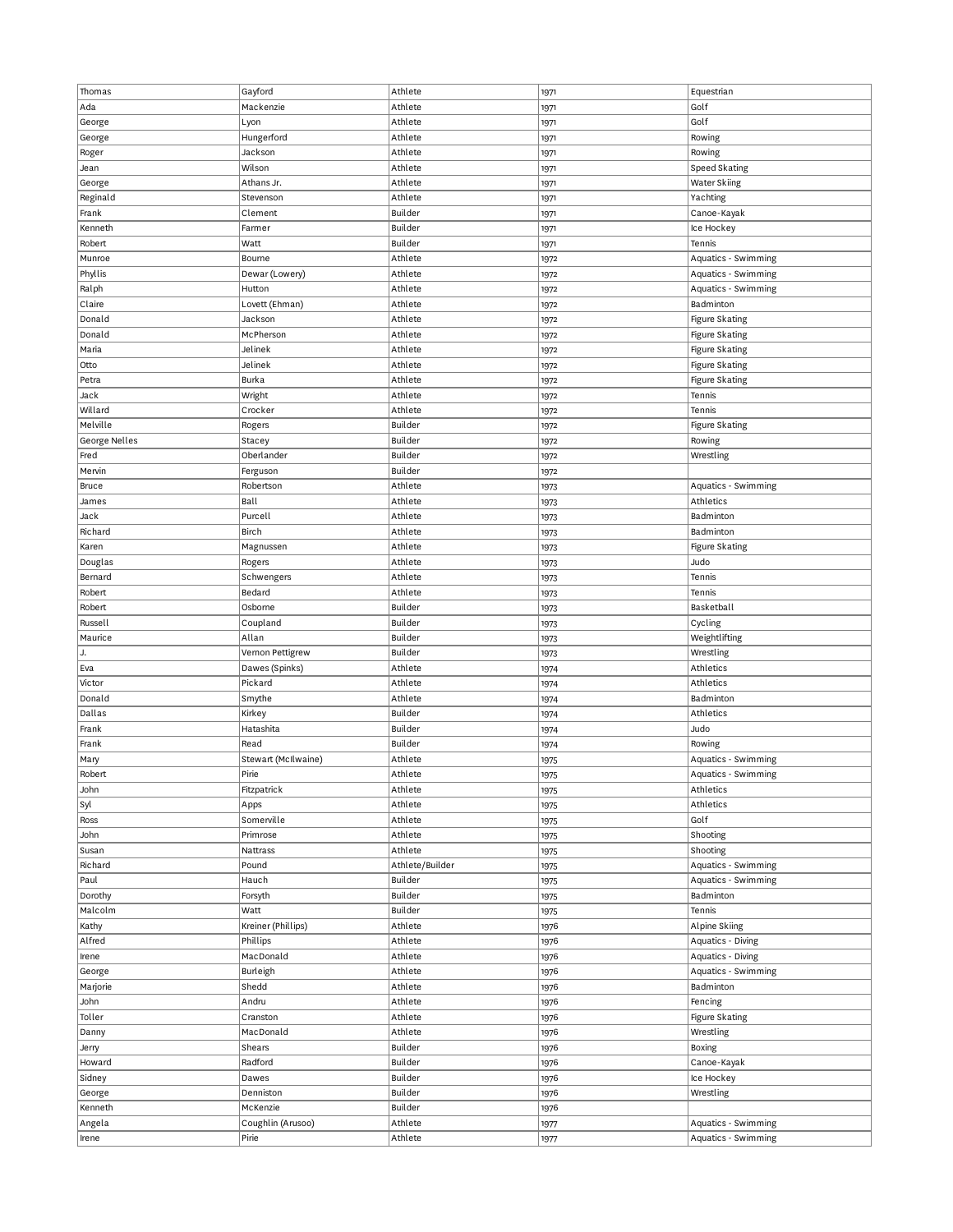| | | | | |
|---|---|---|---|---|
| Thomas | Gayford | Athlete | 1971 | Equestrian |
| Ada | Mackenzie | Athlete | 1971 | Golf |
| George | Lyon | Athlete | 1971 | Golf |
| George | Hungerford | Athlete | 1971 | Rowing |
| Roger | Jackson | Athlete | 1971 | Rowing |
| Jean | Wilson | Athlete | 1971 | Speed Skating |
| George | Athans Jr. | Athlete | 1971 | Water Skiing |
| Reginald | Stevenson | Athlete | 1971 | Yachting |
| Frank | Clement | Builder | 1971 | Canoe-Kayak |
| Kenneth | Farmer | Builder | 1971 | Ice Hockey |
| Robert | Watt | Builder | 1971 | Tennis |
| Munroe | Bourne | Athlete | 1972 | Aquatics - Swimming |
| Phyllis | Dewar (Lowery) | Athlete | 1972 | Aquatics - Swimming |
| Ralph | Hutton | Athlete | 1972 | Aquatics - Swimming |
| Claire | Lovett (Ehman) | Athlete | 1972 | Badminton |
| Donald | Jackson | Athlete | 1972 | Figure Skating |
| Donald | McPherson | Athlete | 1972 | Figure Skating |
| Maria | Jelinek | Athlete | 1972 | Figure Skating |
| Otto | Jelinek | Athlete | 1972 | Figure Skating |
| Petra | Burka | Athlete | 1972 | Figure Skating |
| Jack | Wright | Athlete | 1972 | Tennis |
| Willard | Crocker | Athlete | 1972 | Tennis |
| Melville | Rogers | Builder | 1972 | Figure Skating |
| George Nelles | Stacey | Builder | 1972 | Rowing |
| Fred | Oberlander | Builder | 1972 | Wrestling |
| Mervin | Ferguson | Builder | 1972 | |
| Bruce | Robertson | Athlete | 1973 | Aquatics - Swimming |
| James | Ball | Athlete | 1973 | Athletics |
| Jack | Purcell | Athlete | 1973 | Badminton |
| Richard | Birch | Athlete | 1973 | Badminton |
| Karen | Magnussen | Athlete | 1973 | Figure Skating |
| Douglas | Rogers | Athlete | 1973 | Judo |
| Bernard | Schwengers | Athlete | 1973 | Tennis |
| Robert | Bedard | Athlete | 1973 | Tennis |
| Robert | Osborne | Builder | 1973 | Basketball |
| Russell | Coupland | Builder | 1973 | Cycling |
| Maurice | Allan | Builder | 1973 | Weightlifting |
| J. | Vernon Pettigrew | Builder | 1973 | Wrestling |
| Eva | Dawes (Spinks) | Athlete | 1974 | Athletics |
| Victor | Pickard | Athlete | 1974 | Athletics |
| Donald | Smythe | Athlete | 1974 | Badminton |
| Dallas | Kirkey | Builder | 1974 | Athletics |
| Frank | Hatashita | Builder | 1974 | Judo |
| Frank | Read | Builder | 1974 | Rowing |
| Mary | Stewart (McIlwaine) | Athlete | 1975 | Aquatics - Swimming |
| Robert | Pirie | Athlete | 1975 | Aquatics - Swimming |
| John | Fitzpatrick | Athlete | 1975 | Athletics |
| Syl | Apps | Athlete | 1975 | Athletics |
| Ross | Somerville | Athlete | 1975 | Golf |
| John | Primrose | Athlete | 1975 | Shooting |
| Susan | Nattrass | Athlete | 1975 | Shooting |
| Richard | Pound | Athlete/Builder | 1975 | Aquatics - Swimming |
| Paul | Hauch | Builder | 1975 | Aquatics - Swimming |
| Dorothy | Forsyth | Builder | 1975 | Badminton |
| Malcolm | Watt | Builder | 1975 | Tennis |
| Kathy | Kreiner (Phillips) | Athlete | 1976 | Alpine Skiing |
| Alfred | Phillips | Athlete | 1976 | Aquatics - Diving |
| Irene | MacDonald | Athlete | 1976 | Aquatics - Diving |
| George | Burleigh | Athlete | 1976 | Aquatics - Swimming |
| Marjorie | Shedd | Athlete | 1976 | Badminton |
| John | Andru | Athlete | 1976 | Fencing |
| Toller | Cranston | Athlete | 1976 | Figure Skating |
| Danny | MacDonald | Athlete | 1976 | Wrestling |
| Jerry | Shears | Builder | 1976 | Boxing |
| Howard | Radford | Builder | 1976 | Canoe-Kayak |
| Sidney | Dawes | Builder | 1976 | Ice Hockey |
| George | Denniston | Builder | 1976 | Wrestling |
| Kenneth | McKenzie | Builder | 1976 | |
| Angela | Coughlin (Arusoo) | Athlete | 1977 | Aquatics - Swimming |
| Irene | Pirie | Athlete | 1977 | Aquatics - Swimming |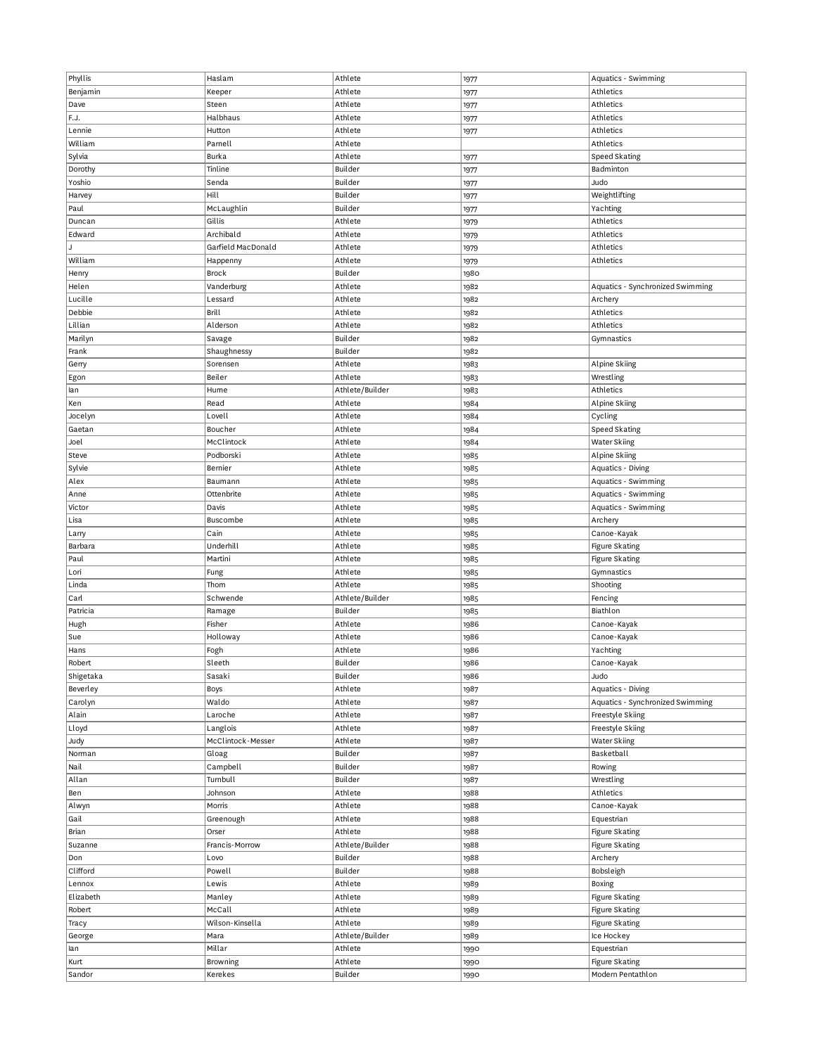| | | | | |
|---|---|---|---|---|
| Phyllis | Haslam | Athlete | 1977 | Aquatics - Swimming |
| Benjamin | Keeper | Athlete | 1977 | Athletics |
| Dave | Steen | Athlete | 1977 | Athletics |
| F.J. | Halbhaus | Athlete | 1977 | Athletics |
| Lennie | Hutton | Athlete | 1977 | Athletics |
| William | Parnell | Athlete | | Athletics |
| Sylvia | Burka | Athlete | 1977 | Speed Skating |
| Dorothy | Tinline | Builder | 1977 | Badminton |
| Yoshio | Senda | Builder | 1977 | Judo |
| Harvey | Hill | Builder | 1977 | Weightlifting |
| Paul | McLaughlin | Builder | 1977 | Yachting |
| Duncan | Gillis | Athlete | 1979 | Athletics |
| Edward | Archibald | Athlete | 1979 | Athletics |
| J | Garfield MacDonald | Athlete | 1979 | Athletics |
| William | Happenny | Athlete | 1979 | Athletics |
| Henry | Brock | Builder | 1980 | |
| Helen | Vanderburg | Athlete | 1982 | Aquatics - Synchronized Swimming |
| Lucille | Lessard | Athlete | 1982 | Archery |
| Debbie | Brill | Athlete | 1982 | Athletics |
| Lillian | Alderson | Athlete | 1982 | Athletics |
| Marilyn | Savage | Builder | 1982 | Gymnastics |
| Frank | Shaughnessy | Builder | 1982 | |
| Gerry | Sorensen | Athlete | 1983 | Alpine Skiing |
| Egon | Beiler | Athlete | 1983 | Wrestling |
| Ian | Hume | Athlete/Builder | 1983 | Athletics |
| Ken | Read | Athlete | 1984 | Alpine Skiing |
| Jocelyn | Lovell | Athlete | 1984 | Cycling |
| Gaetan | Boucher | Athlete | 1984 | Speed Skating |
| Joel | McClintock | Athlete | 1984 | Water Skiing |
| Steve | Podborski | Athlete | 1985 | Alpine Skiing |
| Sylvie | Bernier | Athlete | 1985 | Aquatics - Diving |
| Alex | Baumann | Athlete | 1985 | Aquatics - Swimming |
| Anne | Ottenbrite | Athlete | 1985 | Aquatics - Swimming |
| Victor | Davis | Athlete | 1985 | Aquatics - Swimming |
| Lisa | Buscombe | Athlete | 1985 | Archery |
| Larry | Cain | Athlete | 1985 | Canoe-Kayak |
| Barbara | Underhill | Athlete | 1985 | Figure Skating |
| Paul | Martini | Athlete | 1985 | Figure Skating |
| Lori | Fung | Athlete | 1985 | Gymnastics |
| Linda | Thom | Athlete | 1985 | Shooting |
| Carl | Schwende | Athlete/Builder | 1985 | Fencing |
| Patricia | Ramage | Builder | 1985 | Biathlon |
| Hugh | Fisher | Athlete | 1986 | Canoe-Kayak |
| Sue | Holloway | Athlete | 1986 | Canoe-Kayak |
| Hans | Fogh | Athlete | 1986 | Yachting |
| Robert | Sleeth | Builder | 1986 | Canoe-Kayak |
| Shigetaka | Sasaki | Builder | 1986 | Judo |
| Beverley | Boys | Athlete | 1987 | Aquatics - Diving |
| Carolyn | Waldo | Athlete | 1987 | Aquatics - Synchronized Swimming |
| Alain | Laroche | Athlete | 1987 | Freestyle Skiing |
| Lloyd | Langlois | Athlete | 1987 | Freestyle Skiing |
| Judy | McClintock-Messer | Athlete | 1987 | Water Skiing |
| Norman | Gloag | Builder | 1987 | Basketball |
| Nail | Campbell | Builder | 1987 | Rowing |
| Allan | Turnbull | Builder | 1987 | Wrestling |
| Ben | Johnson | Athlete | 1988 | Athletics |
| Alwyn | Morris | Athlete | 1988 | Canoe-Kayak |
| Gail | Greenough | Athlete | 1988 | Equestrian |
| Brian | Orser | Athlete | 1988 | Figure Skating |
| Suzanne | Francis-Morrow | Athlete/Builder | 1988 | Figure Skating |
| Don | Lovo | Builder | 1988 | Archery |
| Clifford | Powell | Builder | 1988 | Bobsleigh |
| Lennox | Lewis | Athlete | 1989 | Boxing |
| Elizabeth | Manley | Athlete | 1989 | Figure Skating |
| Robert | McCall | Athlete | 1989 | Figure Skating |
| Tracy | Wilson-Kinsella | Athlete | 1989 | Figure Skating |
| George | Mara | Athlete/Builder | 1989 | Ice Hockey |
| Ian | Millar | Athlete | 1990 | Equestrian |
| Kurt | Browning | Athlete | 1990 | Figure Skating |
| Sandor | Kerekes | Builder | 1990 | Modern Pentathlon |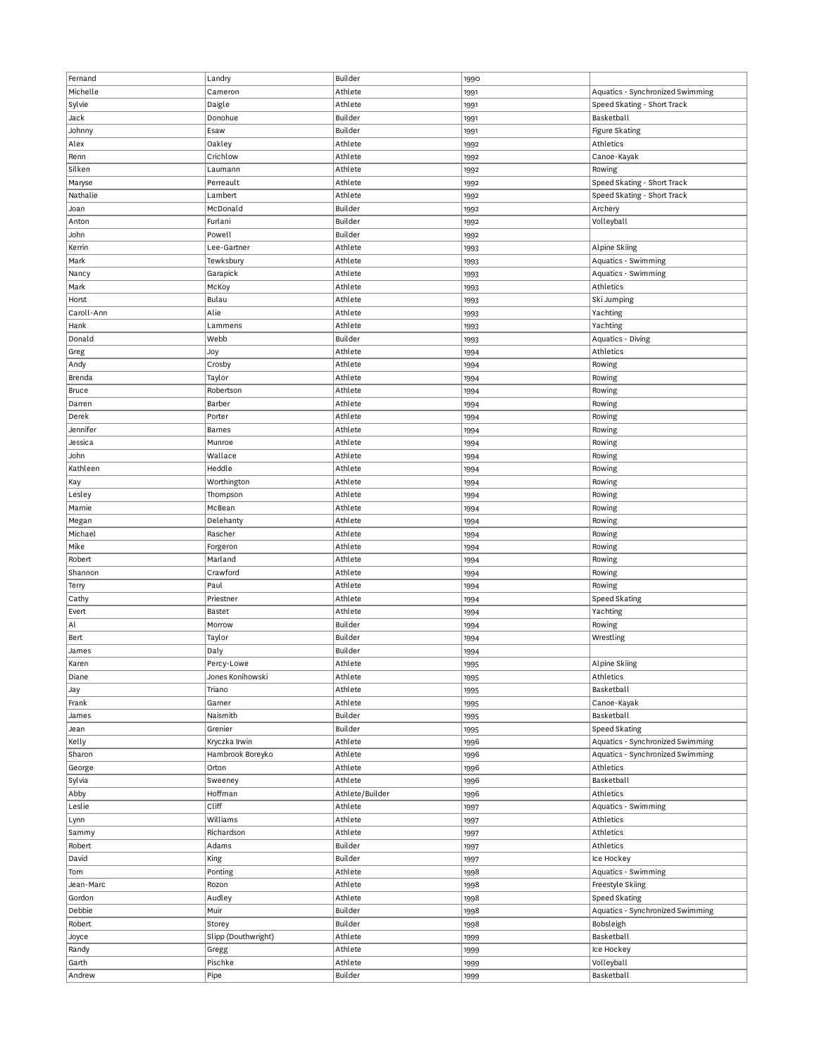| | | | | |
|---|---|---|---|---|
| Fernand | Landry | Builder | 1990 | |
| Michelle | Cameron | Athlete | 1991 | Aquatics - Synchronized Swimming |
| Sylvie | Daigle | Athlete | 1991 | Speed Skating - Short Track |
| Jack | Donohue | Builder | 1991 | Basketball |
| Johnny | Esaw | Builder | 1991 | Figure Skating |
| Alex | Oakley | Athlete | 1992 | Athletics |
| Renn | Crichlow | Athlete | 1992 | Canoe-Kayak |
| Silken | Laumann | Athlete | 1992 | Rowing |
| Maryse | Perreault | Athlete | 1992 | Speed Skating - Short Track |
| Nathalie | Lambert | Athlete | 1992 | Speed Skating - Short Track |
| Joan | McDonald | Builder | 1992 | Archery |
| Anton | Furlani | Builder | 1992 | Volleyball |
| John | Powell | Builder | 1992 | |
| Kerrin | Lee-Gartner | Athlete | 1993 | Alpine Skiing |
| Mark | Tewksbury | Athlete | 1993 | Aquatics - Swimming |
| Nancy | Garapick | Athlete | 1993 | Aquatics - Swimming |
| Mark | McKoy | Athlete | 1993 | Athletics |
| Horst | Bulau | Athlete | 1993 | Ski Jumping |
| Caroll-Ann | Alie | Athlete | 1993 | Yachting |
| Hank | Lammens | Athlete | 1993 | Yachting |
| Donald | Webb | Builder | 1993 | Aquatics - Diving |
| Greg | Joy | Athlete | 1994 | Athletics |
| Andy | Crosby | Athlete | 1994 | Rowing |
| Brenda | Taylor | Athlete | 1994 | Rowing |
| Bruce | Robertson | Athlete | 1994 | Rowing |
| Darren | Barber | Athlete | 1994 | Rowing |
| Derek | Porter | Athlete | 1994 | Rowing |
| Jennifer | Barnes | Athlete | 1994 | Rowing |
| Jessica | Munroe | Athlete | 1994 | Rowing |
| John | Wallace | Athlete | 1994 | Rowing |
| Kathleen | Heddle | Athlete | 1994 | Rowing |
| Kay | Worthington | Athlete | 1994 | Rowing |
| Lesley | Thompson | Athlete | 1994 | Rowing |
| Marnie | McBean | Athlete | 1994 | Rowing |
| Megan | Delehanty | Athlete | 1994 | Rowing |
| Michael | Rascher | Athlete | 1994 | Rowing |
| Mike | Forgeron | Athlete | 1994 | Rowing |
| Robert | Marland | Athlete | 1994 | Rowing |
| Shannon | Crawford | Athlete | 1994 | Rowing |
| Terry | Paul | Athlete | 1994 | Rowing |
| Cathy | Priestner | Athlete | 1994 | Speed Skating |
| Evert | Bastet | Athlete | 1994 | Yachting |
| Al | Morrow | Builder | 1994 | Rowing |
| Bert | Taylor | Builder | 1994 | Wrestling |
| James | Daly | Builder | 1994 | |
| Karen | Percy-Lowe | Athlete | 1995 | Alpine Skiing |
| Diane | Jones Konihowski | Athlete | 1995 | Athletics |
| Jay | Triano | Athlete | 1995 | Basketball |
| Frank | Garner | Athlete | 1995 | Canoe-Kayak |
| James | Naismith | Builder | 1995 | Basketball |
| Jean | Grenier | Builder | 1995 | Speed Skating |
| Kelly | Kryczka Irwin | Athlete | 1996 | Aquatics - Synchronized Swimming |
| Sharon | Hambrook Boreyko | Athlete | 1996 | Aquatics - Synchronized Swimming |
| George | Orton | Athlete | 1996 | Athletics |
| Sylvia | Sweeney | Athlete | 1996 | Basketball |
| Abby | Hoffman | Athlete/Builder | 1996 | Athletics |
| Leslie | Cliff | Athlete | 1997 | Aquatics - Swimming |
| Lynn | Williams | Athlete | 1997 | Athletics |
| Sammy | Richardson | Athlete | 1997 | Athletics |
| Robert | Adams | Builder | 1997 | Athletics |
| David | King | Builder | 1997 | Ice Hockey |
| Tom | Ponting | Athlete | 1998 | Aquatics - Swimming |
| Jean-Marc | Rozon | Athlete | 1998 | Freestyle Skiing |
| Gordon | Audley | Athlete | 1998 | Speed Skating |
| Debbie | Muir | Builder | 1998 | Aquatics - Synchronized Swimming |
| Robert | Storey | Builder | 1998 | Bobsleigh |
| Joyce | Slipp (Douthwright) | Athlete | 1999 | Basketball |
| Randy | Gregg | Athlete | 1999 | Ice Hockey |
| Garth | Pischke | Athlete | 1999 | Volleyball |
| Andrew | Pipe | Builder | 1999 | Basketball |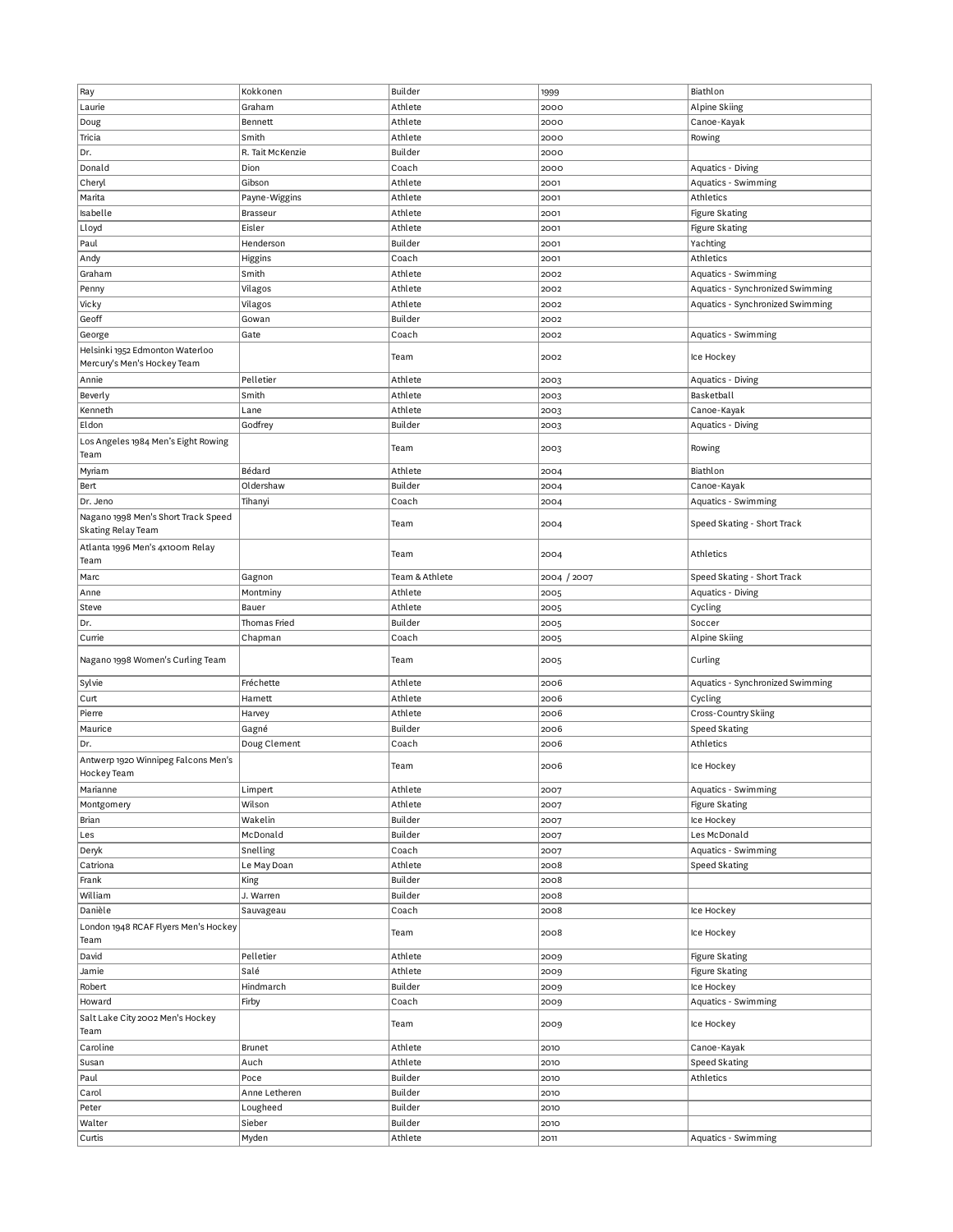| | | | | |
|---|---|---|---|---|
| Ray | Kokkonen | Builder | 1999 | Biathlon |
| Laurie | Graham | Athlete | 2000 | Alpine Skiing |
| Doug | Bennett | Athlete | 2000 | Canoe-Kayak |
| Tricia | Smith | Athlete | 2000 | Rowing |
| Dr. | R. Tait McKenzie | Builder | 2000 | |
| Donald | Dion | Coach | 2000 | Aquatics - Diving |
| Cheryl | Gibson | Athlete | 2001 | Aquatics - Swimming |
| Marita | Payne-Wiggins | Athlete | 2001 | Athletics |
| Isabelle | Brasseur | Athlete | 2001 | Figure Skating |
| Lloyd | Eisler | Athlete | 2001 | Figure Skating |
| Paul | Henderson | Builder | 2001 | Yachting |
| Andy | Higgins | Coach | 2001 | Athletics |
| Graham | Smith | Athlete | 2002 | Aquatics - Swimming |
| Penny | Vilagos | Athlete | 2002 | Aquatics - Synchronized Swimming |
| Vicky | Vilagos | Athlete | 2002 | Aquatics - Synchronized Swimming |
| Geoff | Gowan | Builder | 2002 | |
| George | Gate | Coach | 2002 | Aquatics - Swimming |
| Helsinki 1952 Edmonton Waterloo Mercury's Men's Hockey Team | | Team | 2002 | Ice Hockey |
| Annie | Pelletier | Athlete | 2003 | Aquatics - Diving |
| Beverly | Smith | Athlete | 2003 | Basketball |
| Kenneth | Lane | Athlete | 2003 | Canoe-Kayak |
| Eldon | Godfrey | Builder | 2003 | Aquatics - Diving |
| Los Angeles 1984 Men's Eight Rowing Team | | Team | 2003 | Rowing |
| Myriam | Bédard | Athlete | 2004 | Biathlon |
| Bert | Oldershaw | Builder | 2004 | Canoe-Kayak |
| Dr. Jeno | Tihanyi | Coach | 2004 | Aquatics - Swimming |
| Nagano 1998 Men's Short Track Speed Skating Relay Team | | Team | 2004 | Speed Skating - Short Track |
| Atlanta 1996 Men's 4x100m Relay Team | | Team | 2004 | Athletics |
| Marc | Gagnon | Team & Athlete | 2004 / 2007 | Speed Skating - Short Track |
| Anne | Montminy | Athlete | 2005 | Aquatics - Diving |
| Steve | Bauer | Athlete | 2005 | Cycling |
| Dr. | Thomas Fried | Builder | 2005 | Soccer |
| Currie | Chapman | Coach | 2005 | Alpine Skiing |
| Nagano 1998 Women's Curling Team | | Team | 2005 | Curling |
| Sylvie | Fréchette | Athlete | 2006 | Aquatics - Synchronized Swimming |
| Curt | Harnett | Athlete | 2006 | Cycling |
| Pierre | Harvey | Athlete | 2006 | Cross-Country Skiing |
| Maurice | Gagné | Builder | 2006 | Speed Skating |
| Dr. | Doug Clement | Coach | 2006 | Athletics |
| Antwerp 1920 Winnipeg Falcons Men's Hockey Team | | Team | 2006 | Ice Hockey |
| Marianne | Limpert | Athlete | 2007 | Aquatics - Swimming |
| Montgomery | Wilson | Athlete | 2007 | Figure Skating |
| Brian | Wakelin | Builder | 2007 | Ice Hockey |
| Les | McDonald | Builder | 2007 | Les McDonald |
| Deryk | Snelling | Coach | 2007 | Aquatics - Swimming |
| Catriona | Le May Doan | Athlete | 2008 | Speed Skating |
| Frank | King | Builder | 2008 | |
| William | J. Warren | Builder | 2008 | |
| Danièle | Sauvageau | Coach | 2008 | Ice Hockey |
| London 1948 RCAF Flyers Men's Hockey Team | | Team | 2008 | Ice Hockey |
| David | Pelletier | Athlete | 2009 | Figure Skating |
| Jamie | Salé | Athlete | 2009 | Figure Skating |
| Robert | Hindmarch | Builder | 2009 | Ice Hockey |
| Howard | Firby | Coach | 2009 | Aquatics - Swimming |
| Salt Lake City 2002 Men's Hockey Team | | Team | 2009 | Ice Hockey |
| Caroline | Brunet | Athlete | 2010 | Canoe-Kayak |
| Susan | Auch | Athlete | 2010 | Speed Skating |
| Paul | Poce | Builder | 2010 | Athletics |
| Carol | Anne Letheren | Builder | 2010 | |
| Peter | Lougheed | Builder | 2010 | |
| Walter | Sieber | Builder | 2010 | |
| Curtis | Myden | Athlete | 2011 | Aquatics - Swimming |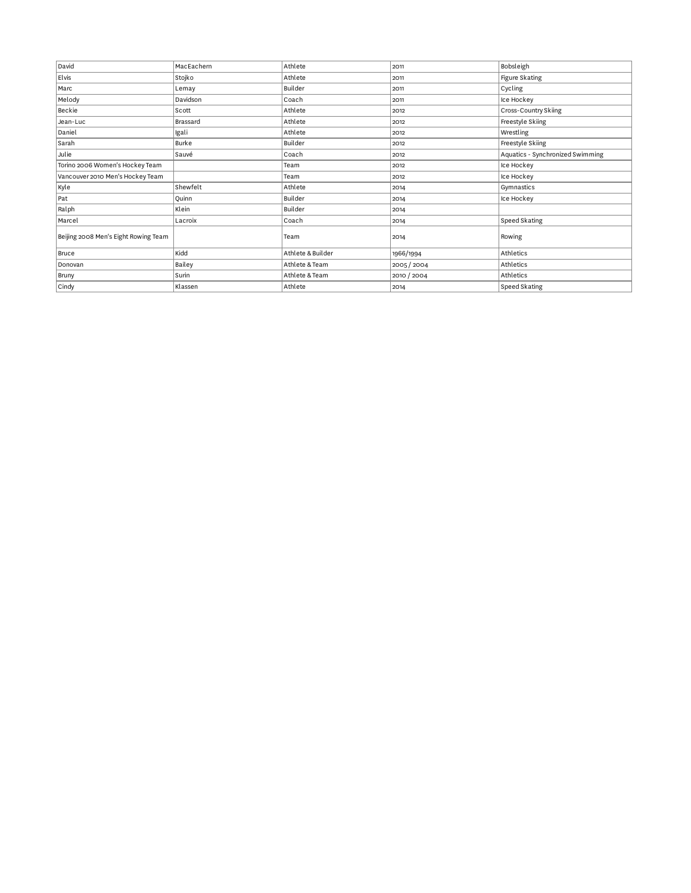| | | | | |
|---|---|---|---|---|
| David | MacEachern | Athlete | 2011 | Bobsleigh |
| Elvis | Stojko | Athlete | 2011 | Figure Skating |
| Marc | Lemay | Builder | 2011 | Cycling |
| Melody | Davidson | Coach | 2011 | Ice Hockey |
| Beckie | Scott | Athlete | 2012 | Cross-Country Skiing |
| Jean-Luc | Brassard | Athlete | 2012 | Freestyle Skiing |
| Daniel | Igali | Athlete | 2012 | Wrestling |
| Sarah | Burke | Builder | 2012 | Freestyle Skiing |
| Julie | Sauvé | Coach | 2012 | Aquatics - Synchronized Swimming |
| Torino 2006 Women's Hockey Team | | Team | 2012 | Ice Hockey |
| Vancouver 2010 Men's Hockey Team | | Team | 2012 | Ice Hockey |
| Kyle | Shewfelt | Athlete | 2014 | Gymnastics |
| Pat | Quinn | Builder | 2014 | Ice Hockey |
| Ralph | Klein | Builder | 2014 | |
| Marcel | Lacroix | Coach | 2014 | Speed Skating |
| Beijing 2008 Men's Eight Rowing Team | | Team | 2014 | Rowing |
| Bruce | Kidd | Athlete & Builder | 1966/1994 | Athletics |
| Donovan | Bailey | Athlete & Team | 2005 / 2004 | Athletics |
| Bruny | Surin | Athlete & Team | 2010 / 2004 | Athletics |
| Cindy | Klassen | Athlete | 2014 | Speed Skating |